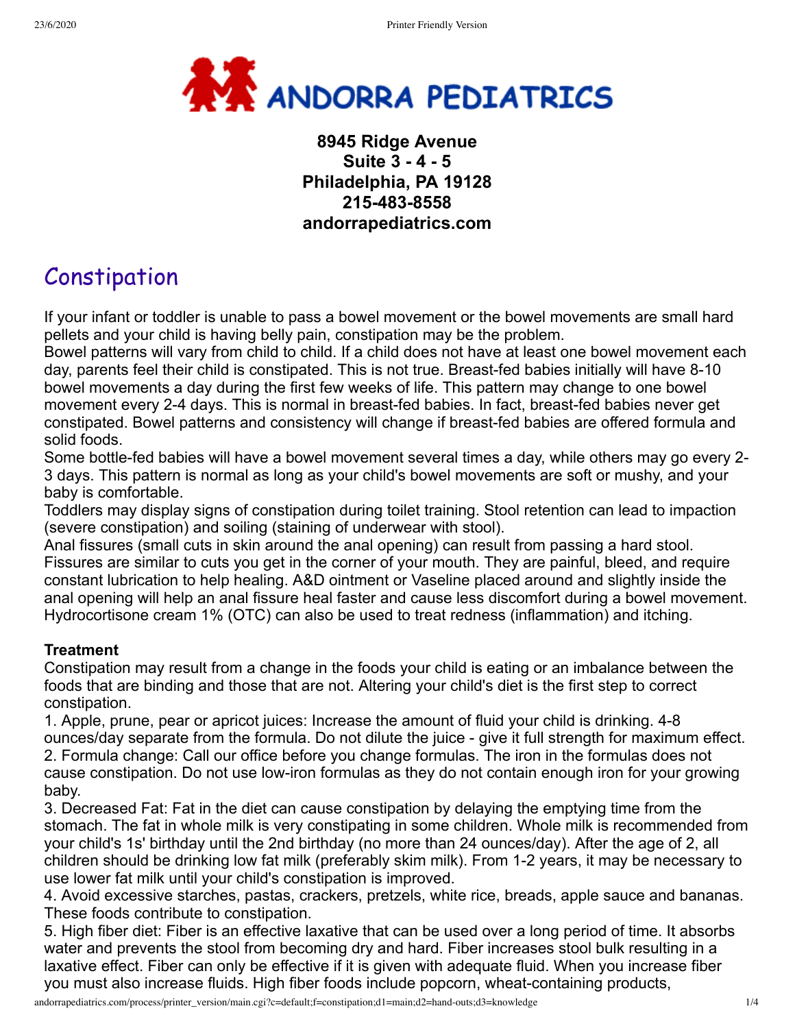# ANDORRA PEDIATRICS

**8945 Ridge Avenue**
**Suite 3 - 4 - 5**
**Philadelphia, PA 19128**
**215-483-8558**
**andorrapediatrics.com**

## Constipation

If your infant or toddler is unable to pass a bowel movement or the bowel movements are small hard pellets and your child is having belly pain, constipation may be the problem.
Bowel patterns will vary from child to child. If a child does not have at least one bowel movement each day, parents feel their child is constipated. This is not true. Breast-fed babies initially will have 8-10 bowel movements a day during the first few weeks of life. This pattern may change to one bowel movement every 2-4 days. This is normal in breast-fed babies. In fact, breast-fed babies never get constipated. Bowel patterns and consistency will change if breast-fed babies are offered formula and solid foods.
Some bottle-fed babies will have a bowel movement several times a day, while others may go every 2-3 days. This pattern is normal as long as your child's bowel movements are soft or mushy, and your baby is comfortable.
Toddlers may display signs of constipation during toilet training. Stool retention can lead to impaction (severe constipation) and soiling (staining of underwear with stool).
Anal fissures (small cuts in skin around the anal opening) can result from passing a hard stool. Fissures are similar to cuts you get in the corner of your mouth. They are painful, bleed, and require constant lubrication to help healing. A&D ointment or Vaseline placed around and slightly inside the anal opening will help an anal fissure heal faster and cause less discomfort during a bowel movement. Hydrocortisone cream 1% (OTC) can also be used to treat redness (inflammation) and itching.

**Treatment**
Constipation may result from a change in the foods your child is eating or an imbalance between the foods that are binding and those that are not. Altering your child's diet is the first step to correct constipation.
1. Apple, prune, pear or apricot juices: Increase the amount of fluid your child is drinking. 4-8 ounces/day separate from the formula. Do not dilute the juice - give it full strength for maximum effect.
2. Formula change: Call our office before you change formulas. The iron in the formulas does not cause constipation. Do not use low-iron formulas as they do not contain enough iron for your growing baby.
3. Decreased Fat: Fat in the diet can cause constipation by delaying the emptying time from the stomach. The fat in whole milk is very constipating in some children. Whole milk is recommended from your child's 1s' birthday until the 2nd birthday (no more than 24 ounces/day). After the age of 2, all children should be drinking low fat milk (preferably skim milk). From 1-2 years, it may be necessary to use lower fat milk until your child's constipation is improved.
4. Avoid excessive starches, pastas, crackers, pretzels, white rice, breads, apple sauce and bananas. These foods contribute to constipation.
5. High fiber diet: Fiber is an effective laxative that can be used over a long period of time. It absorbs water and prevents the stool from becoming dry and hard. Fiber increases stool bulk resulting in a laxative effect. Fiber can only be effective if it is given with adequate fluid. When you increase fiber you must also increase fluids. High fiber foods include popcorn, wheat-containing products,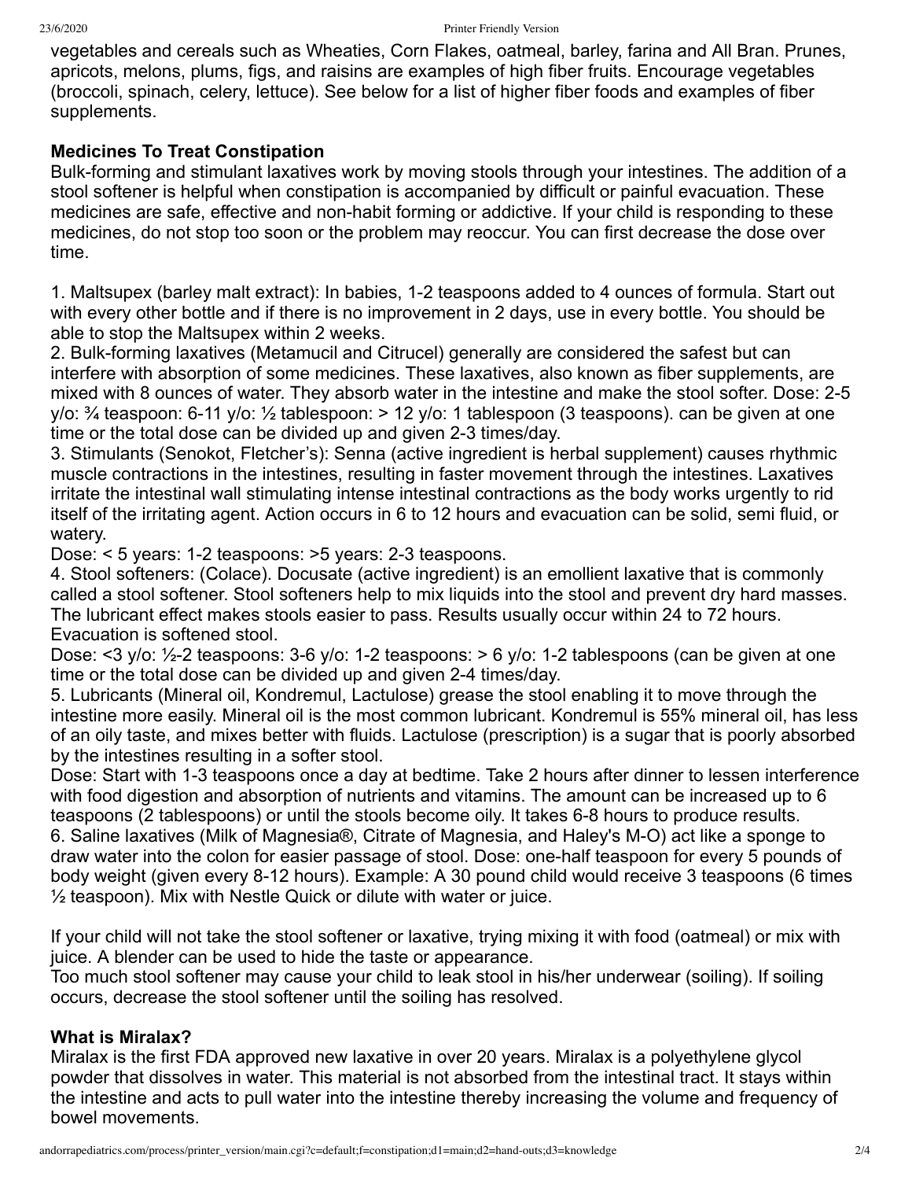vegetables and cereals such as Wheaties, Corn Flakes, oatmeal, barley, farina and All Bran. Prunes, apricots, melons, plums, figs, and raisins are examples of high fiber fruits. Encourage vegetables (broccoli, spinach, celery, lettuce). See below for a list of higher fiber foods and examples of fiber supplements.

**Medicines To Treat Constipation**

Bulk-forming and stimulant laxatives work by moving stools through your intestines. The addition of a stool softener is helpful when constipation is accompanied by difficult or painful evacuation. These medicines are safe, effective and non-habit forming or addictive. If your child is responding to these medicines, do not stop too soon or the problem may reoccur. You can first decrease the dose over time.

1. Maltsupex (barley malt extract): In babies, 1-2 teaspoons added to 4 ounces of formula. Start out with every other bottle and if there is no improvement in 2 days, use in every bottle. You should be able to stop the Maltsupex within 2 weeks.
2. Bulk-forming laxatives (Metamucil and Citrucel) generally are considered the safest but can interfere with absorption of some medicines. These laxatives, also known as fiber supplements, are mixed with 8 ounces of water. They absorb water in the intestine and make the stool softer. Dose: 2-5 y/o: ¾ teaspoon: 6-11 y/o: ½ tablespoon: > 12 y/o: 1 tablespoon (3 teaspoons). can be given at one time or the total dose can be divided up and given 2-3 times/day.
3. Stimulants (Senokot, Fletcher's): Senna (active ingredient is herbal supplement) causes rhythmic muscle contractions in the intestines, resulting in faster movement through the intestines. Laxatives irritate the intestinal wall stimulating intense intestinal contractions as the body works urgently to rid itself of the irritating agent. Action occurs in 6 to 12 hours and evacuation can be solid, semi fluid, or watery.
Dose: < 5 years: 1-2 teaspoons: >5 years: 2-3 teaspoons.
4. Stool softeners: (Colace). Docusate (active ingredient) is an emollient laxative that is commonly called a stool softener. Stool softeners help to mix liquids into the stool and prevent dry hard masses. The lubricant effect makes stools easier to pass. Results usually occur within 24 to 72 hours. Evacuation is softened stool.
Dose: <3 y/o: ½-2 teaspoons: 3-6 y/o: 1-2 teaspoons: > 6 y/o: 1-2 tablespoons (can be given at one time or the total dose can be divided up and given 2-4 times/day.
5. Lubricants (Mineral oil, Kondremul, Lactulose) grease the stool enabling it to move through the intestine more easily. Mineral oil is the most common lubricant. Kondremul is 55% mineral oil, has less of an oily taste, and mixes better with fluids. Lactulose (prescription) is a sugar that is poorly absorbed by the intestines resulting in a softer stool.
Dose: Start with 1-3 teaspoons once a day at bedtime. Take 2 hours after dinner to lessen interference with food digestion and absorption of nutrients and vitamins. The amount can be increased up to 6 teaspoons (2 tablespoons) or until the stools become oily. It takes 6-8 hours to produce results.
6. Saline laxatives (Milk of Magnesia®, Citrate of Magnesia, and Haley's M-O) act like a sponge to draw water into the colon for easier passage of stool. Dose: one-half teaspoon for every 5 pounds of body weight (given every 8-12 hours). Example: A 30 pound child would receive 3 teaspoons (6 times ½ teaspoon). Mix with Nestle Quick or dilute with water or juice.

If your child will not take the stool softener or laxative, trying mixing it with food (oatmeal) or mix with juice. A blender can be used to hide the taste or appearance.
Too much stool softener may cause your child to leak stool in his/her underwear (soiling). If soiling occurs, decrease the stool softener until the soiling has resolved.

**What is Miralax?**

Miralax is the first FDA approved new laxative in over 20 years. Miralax is a polyethylene glycol powder that dissolves in water. This material is not absorbed from the intestinal tract. It stays within the intestine and acts to pull water into the intestine thereby increasing the volume and frequency of bowel movements.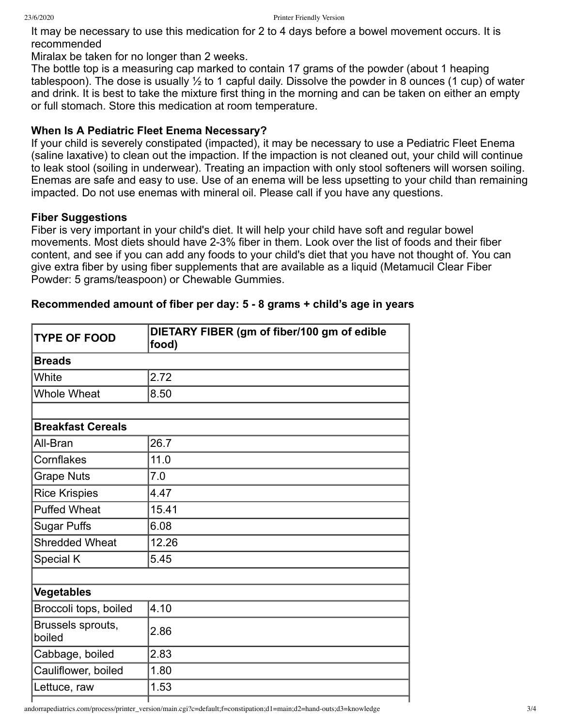It may be necessary to use this medication for 2 to 4 days before a bowel movement occurs. It is recommended
Miralax be taken for no longer than 2 weeks.
The bottle top is a measuring cap marked to contain 17 grams of the powder (about 1 heaping tablespoon). The dose is usually ½ to 1 capful daily. Dissolve the powder in 8 ounces (1 cup) of water and drink. It is best to take the mixture first thing in the morning and can be taken on either an empty or full stomach. Store this medication at room temperature.

**When Is A Pediatric Fleet Enema Necessary?**
If your child is severely constipated (impacted), it may be necessary to use a Pediatric Fleet Enema (saline laxative) to clean out the impaction. If the impaction is not cleaned out, your child will continue to leak stool (soiling in underwear). Treating an impaction with only stool softeners will worsen soiling. Enemas are safe and easy to use. Use of an enema will be less upsetting to your child than remaining impacted. Do not use enemas with mineral oil. Please call if you have any questions.

**Fiber Suggestions**
Fiber is very important in your child's diet. It will help your child have soft and regular bowel movements. Most diets should have 2-3% fiber in them. Look over the list of foods and their fiber content, and see if you can add any foods to your child's diet that you have not thought of. You can give extra fiber by using fiber supplements that are available as a liquid (Metamucil Clear Fiber Powder: 5 grams/teaspoon) or Chewable Gummies.

**Recommended amount of fiber per day: 5 - 8 grams + child's age in years**

| TYPE OF FOOD | DIETARY FIBER (gm of fiber/100 gm of edible food) |
|---|---|
| **Breads** | |
| White | 2.72 |
| Whole Wheat | 8.50 |
| | |
| **Breakfast Cereals** | |
| All-Bran | 26.7 |
| Cornflakes | 11.0 |
| Grape Nuts | 7.0 |
| Rice Krispies | 4.47 |
| Puffed Wheat | 15.41 |
| Sugar Puffs | 6.08 |
| Shredded Wheat | 12.26 |
| Special K | 5.45 |
| | |
| **Vegetables** | |
| Broccoli tops, boiled | 4.10 |
| Brussels sprouts, boiled | 2.86 |
| Cabbage, boiled | 2.83 |
| Cauliflower, boiled | 1.80 |
| Lettuce, raw | 1.53 |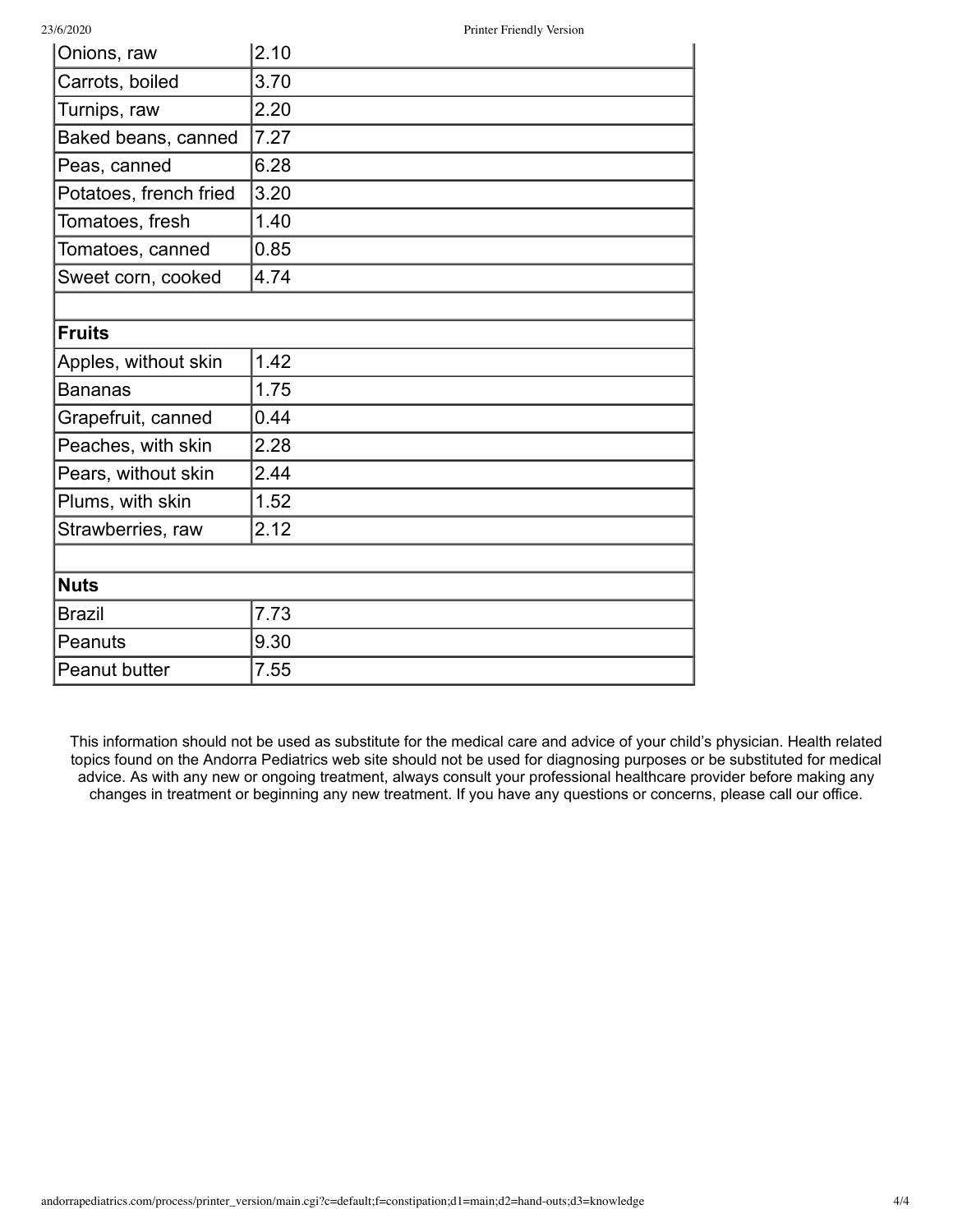| | |
|---|---|
| Onions, raw | 2.10 |
| Carrots, boiled | 3.70 |
| Turnips, raw | 2.20 |
| Baked beans, canned | 7.27 |
| Peas, canned | 6.28 |
| Potatoes, french fried | 3.20 |
| Tomatoes, fresh | 1.40 |
| Tomatoes, canned | 0.85 |
| Sweet corn, cooked | 4.74 |
| | |
| **Fruits** | |
| Apples, without skin | 1.42 |
| Bananas | 1.75 |
| Grapefruit, canned | 0.44 |
| Peaches, with skin | 2.28 |
| Pears, without skin | 2.44 |
| Plums, with skin | 1.52 |
| Strawberries, raw | 2.12 |
| | |
| **Nuts** | |
| Brazil | 7.73 |
| Peanuts | 9.30 |
| Peanut butter | 7.55 |

This information should not be used as substitute for the medical care and advice of your child's physician. Health related topics found on the Andorra Pediatrics web site should not be used for diagnosing purposes or be substituted for medical advice. As with any new or ongoing treatment, always consult your professional healthcare provider before making any changes in treatment or beginning any new treatment. If you have any questions or concerns, please call our office.